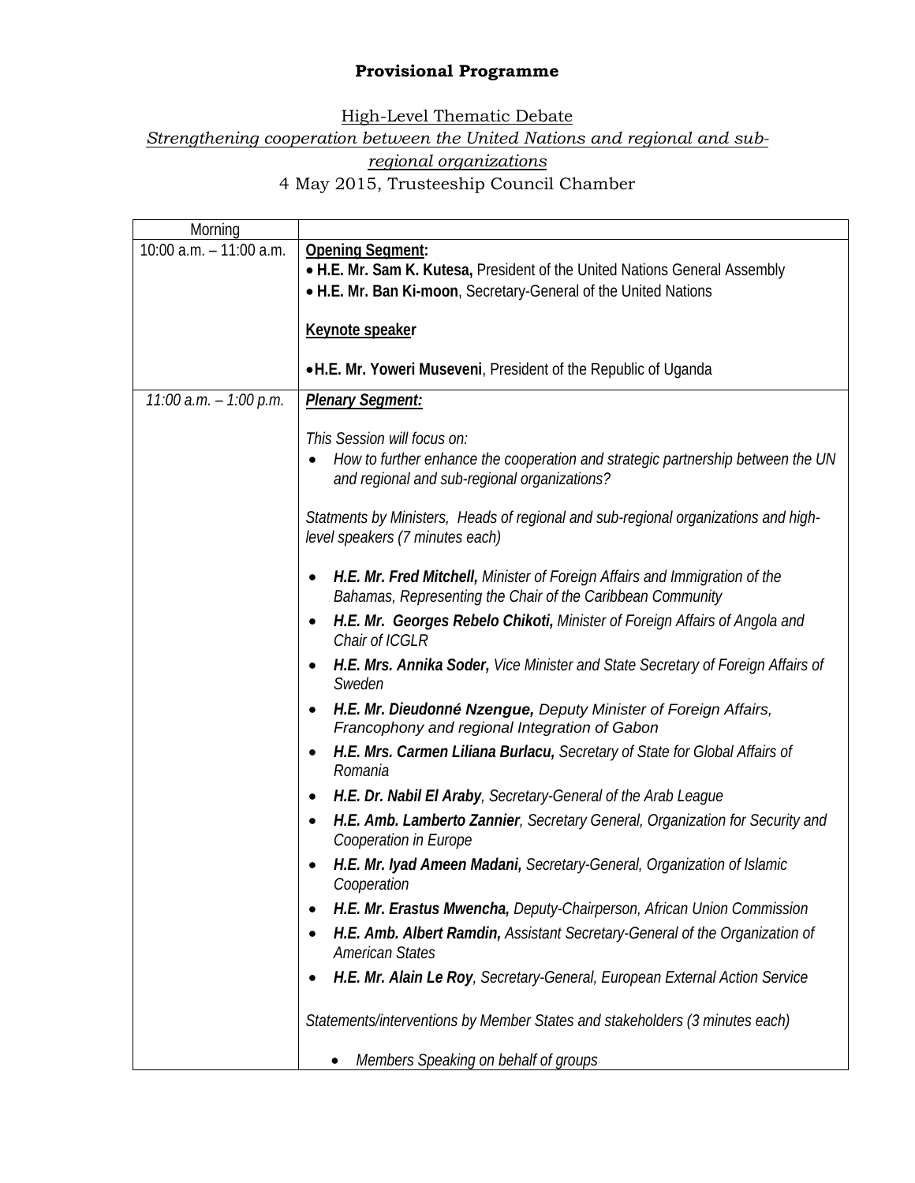**Provisional Programme**

High-Level Thematic Debate

*Strengthening cooperation between the United Nations and regional and sub-regional organizations*

4 May 2015, Trusteeship Council Chamber

| Morning | |
|---|---|
| 10:00 a.m. – 11:00 a.m. | **Opening Segment:**<br>• **H.E. Mr. Sam K. Kutesa,** President of the United Nations General Assembly<br>• **H.E. Mr. Ban Ki-moon**, Secretary-General of the United Nations<br><br>**Keynote speaker**<br><br>• **H.E. Mr. Yoweri Museveni**, President of the Republic of Uganda |
| *11:00 a.m. – 1:00 p.m.* | ***Plenary Segment:***<br><br>*This Session will focus on:*<br>• *How to further enhance the cooperation and strategic partnership between the UN and regional and sub-regional organizations?*<br><br>*Statments by Ministers, Heads of regional and sub-regional organizations and high-level speakers (7 minutes each)*<br><br>• ***H.E. Mr. Fred Mitchell,*** *Minister of Foreign Affairs and Immigration of the Bahamas, Representing the Chair of the Caribbean Community*<br>• ***H.E. Mr. Georges Rebelo Chikoti,*** *Minister of Foreign Affairs of Angola and Chair of ICGLR*<br>• ***H.E. Mrs. Annika Soder,*** *Vice Minister and State Secretary of Foreign Affairs of Sweden*<br>• ***H.E. Mr. Dieudonné Nzengue,*** *Deputy Minister of Foreign Affairs, Francophony and regional Integration of Gabon*<br>• ***H.E. Mrs. Carmen Liliana Burlacu,*** *Secretary of State for Global Affairs of Romania*<br>• ***H.E. Dr. Nabil El Araby****, Secretary-General of the Arab League*<br>• ***H.E. Amb. Lamberto Zannier****, Secretary General, Organization for Security and Cooperation in Europe*<br>• ***H.E. Mr. Iyad Ameen Madani,*** *Secretary-General, Organization of Islamic Cooperation*<br>• ***H.E. Mr. Erastus Mwencha,*** *Deputy-Chairperson, African Union Commission*<br>• ***H.E. Amb. Albert Ramdin,*** *Assistant Secretary-General of the Organization of American States*<br>• ***H.E. Mr. Alain Le Roy****, Secretary-General, European External Action Service*<br><br>*Statements/interventions by Member States and stakeholders (3 minutes each)*<br><br>• *Members Speaking on behalf of groups* |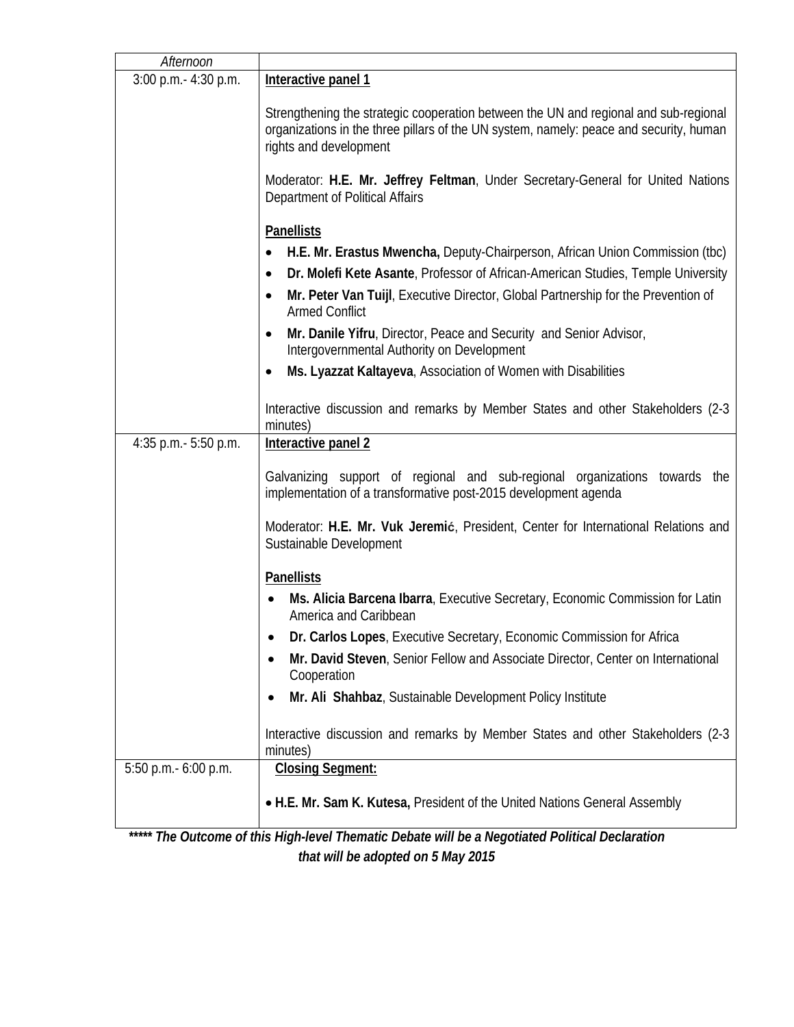| *Afternoon* | |
|---|---|
| 3:00 p.m.- 4:30 p.m. | **Interactive panel 1**<br><br>Strengthening the strategic cooperation between the UN and regional and sub-regional organizations in the three pillars of the UN system, namely: peace and security, human rights and development<br><br>Moderator: **H.E. Mr. Jeffrey Feltman**, Under Secretary-General for United Nations Department of Political Affairs<br><br>**Panellists**<br>• **H.E. Mr. Erastus Mwencha,** Deputy-Chairperson, African Union Commission (tbc)<br>• **Dr. Molefi Kete Asante**, Professor of African-American Studies, Temple University<br>• **Mr. Peter Van Tuijl**, Executive Director, Global Partnership for the Prevention of Armed Conflict<br>• **Mr. Danile Yifru**, Director, Peace and Security and Senior Advisor, Intergovernmental Authority on Development<br>• **Ms. Lyazzat Kaltayeva**, Association of Women with Disabilities<br><br>Interactive discussion and remarks by Member States and other Stakeholders (2-3 minutes) |
| 4:35 p.m.- 5:50 p.m. | **Interactive panel 2**<br><br>Galvanizing support of regional and sub-regional organizations towards the implementation of a transformative post-2015 development agenda<br><br>Moderator: **H.E. Mr. Vuk Jeremić**, President, Center for International Relations and Sustainable Development<br><br>**Panellists**<br>• **Ms. Alicia Barcena Ibarra**, Executive Secretary, Economic Commission for Latin America and Caribbean<br>• **Dr. Carlos Lopes**, Executive Secretary, Economic Commission for Africa<br>• **Mr. David Steven**, Senior Fellow and Associate Director, Center on International Cooperation<br>• **Mr. Ali Shahbaz**, Sustainable Development Policy Institute<br><br>Interactive discussion and remarks by Member States and other Stakeholders (2-3 minutes) |
| 5:50 p.m.- 6:00 p.m. | **Closing Segment:**<br><br>• **H.E. Mr. Sam K. Kutesa,** President of the United Nations General Assembly |

***\*\*\*\*\* The Outcome of this High-level Thematic Debate will be a Negotiated Political Declaration that will be adopted on 5 May 2015***